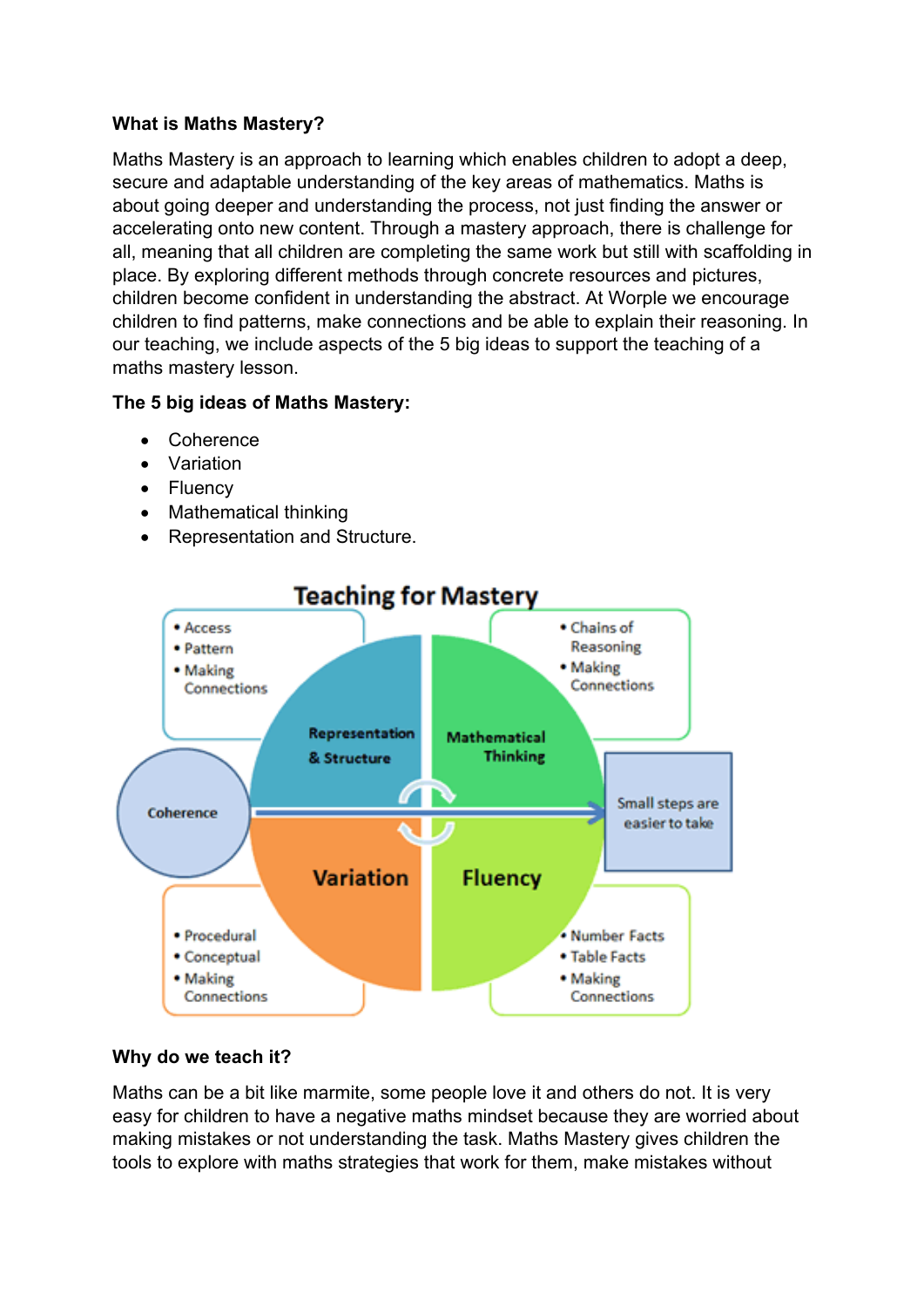**What is Maths Mastery?**

Maths Mastery is an approach to learning which enables children to adopt a deep, secure and adaptable understanding of the key areas of mathematics. Maths is about going deeper and understanding the process, not just finding the answer or accelerating onto new content. Through a mastery approach, there is challenge for all, meaning that all children are completing the same work but still with scaffolding in place. By exploring different methods through concrete resources and pictures, children become confident in understanding the abstract. At Worple we encourage children to find patterns, make connections and be able to explain their reasoning. In our teaching, we include aspects of the 5 big ideas to support the teaching of a maths mastery lesson.

**The 5 big ideas of Maths Mastery:**

- Coherence
- Variation
- Fluency
- Mathematical thinking
- Representation and Structure.

**Teaching for Mastery**

- **Representation & Structure**
  - Access
  - Pattern
  - Making Connections
- **Mathematical Thinking**
  - Chains of Reasoning
  - Making Connections
- **Variation**
  - Procedural
  - Conceptual
  - Making Connections
- **Fluency**
  - Number Facts
  - Table Facts
  - Making Connections
- **Coherence** → Small steps are easier to take

**Why do we teach it?**

Maths can be a bit like marmite, some people love it and others do not. It is very easy for children to have a negative maths mindset because they are worried about making mistakes or not understanding the task. Maths Mastery gives children the tools to explore with maths strategies that work for them, make mistakes without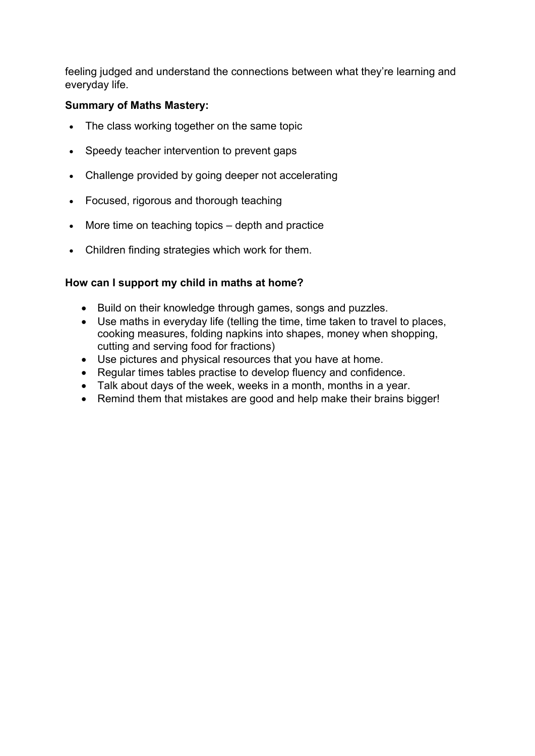feeling judged and understand the connections between what they're learning and everyday life.

**Summary of Maths Mastery:**

- The class working together on the same topic
- Speedy teacher intervention to prevent gaps
- Challenge provided by going deeper not accelerating
- Focused, rigorous and thorough teaching
- More time on teaching topics – depth and practice
- Children finding strategies which work for them.

**How can I support my child in maths at home?**

- Build on their knowledge through games, songs and puzzles.
- Use maths in everyday life (telling the time, time taken to travel to places, cooking measures, folding napkins into shapes, money when shopping, cutting and serving food for fractions)
- Use pictures and physical resources that you have at home.
- Regular times tables practise to develop fluency and confidence.
- Talk about days of the week, weeks in a month, months in a year.
- Remind them that mistakes are good and help make their brains bigger!